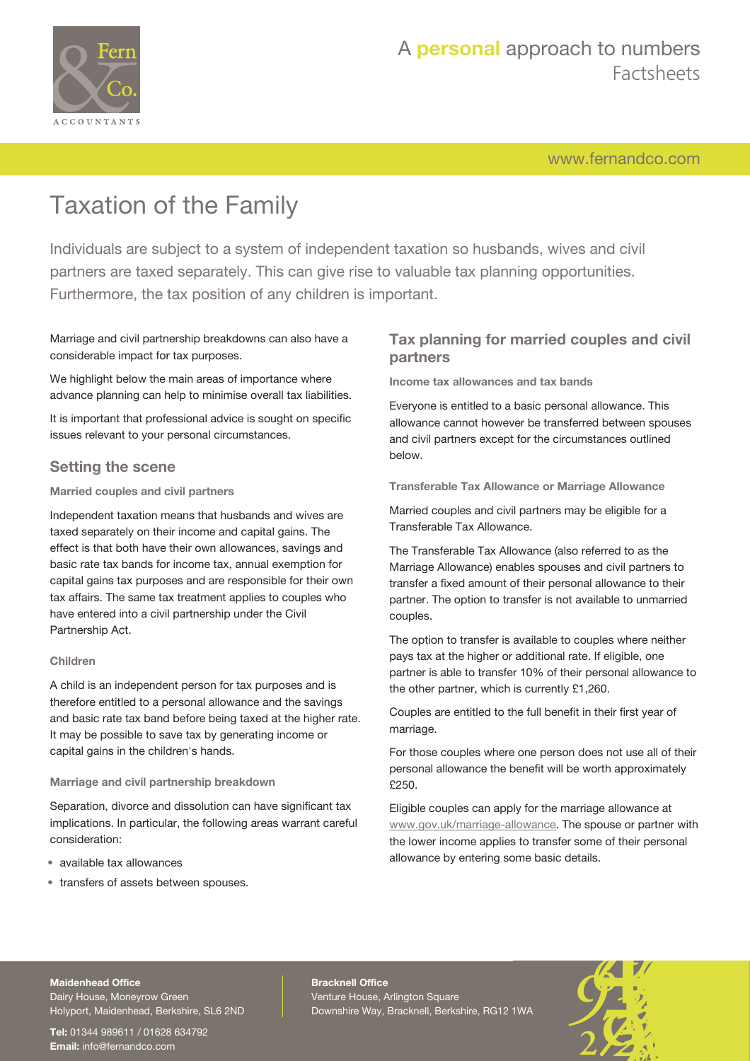# Taxation of the Family

Individuals are subject to a system of independent taxation so husbands, wives and civil partners are taxed separately. This can give rise to valuable tax planning opportunities. Furthermore, the tax position of any children is important.

Marriage and civil partnership breakdowns can also have a considerable impact for tax purposes.

We highlight below the main areas of importance where advance planning can help to minimise overall tax liabilities.

It is important that professional advice is sought on specific issues relevant to your personal circumstances.

## Setting the scene

### Married couples and civil partners

Independent taxation means that husbands and wives are taxed separately on their income and capital gains. The effect is that both have their own allowances, savings and basic rate tax bands for income tax, annual exemption for capital gains tax purposes and are responsible for their own tax affairs. The same tax treatment applies to couples who have entered into a civil partnership under the Civil Partnership Act.

### Children

A child is an independent person for tax purposes and is therefore entitled to a personal allowance and the savings and basic rate tax band before being taxed at the higher rate. It may be possible to save tax by generating income or capital gains in the children's hands.

### Marriage and civil partnership breakdown

Separation, divorce and dissolution can have significant tax implications. In particular, the following areas warrant careful consideration:

- available tax allowances
- transfers of assets between spouses.

## Tax planning for married couples and civil partners

### Income tax allowances and tax bands

Everyone is entitled to a basic personal allowance. This allowance cannot however be transferred between spouses and civil partners except for the circumstances outlined below.

### Transferable Tax Allowance or Marriage Allowance

Married couples and civil partners may be eligible for a Transferable Tax Allowance.

The Transferable Tax Allowance (also referred to as the Marriage Allowance) enables spouses and civil partners to transfer a fixed amount of their personal allowance to their partner. The option to transfer is not available to unmarried couples.

The option to transfer is available to couples where neither pays tax at the higher or additional rate. If eligible, one partner is able to transfer 10% of their personal allowance to the other partner, which is currently £1,260.

Couples are entitled to the full benefit in their first year of marriage.

For those couples where one person does not use all of their personal allowance the benefit will be worth approximately £250.

Eligible couples can apply for the marriage allowance at www.gov.uk/marriage-allowance. The spouse or partner with the lower income applies to transfer some of their personal allowance by entering some basic details.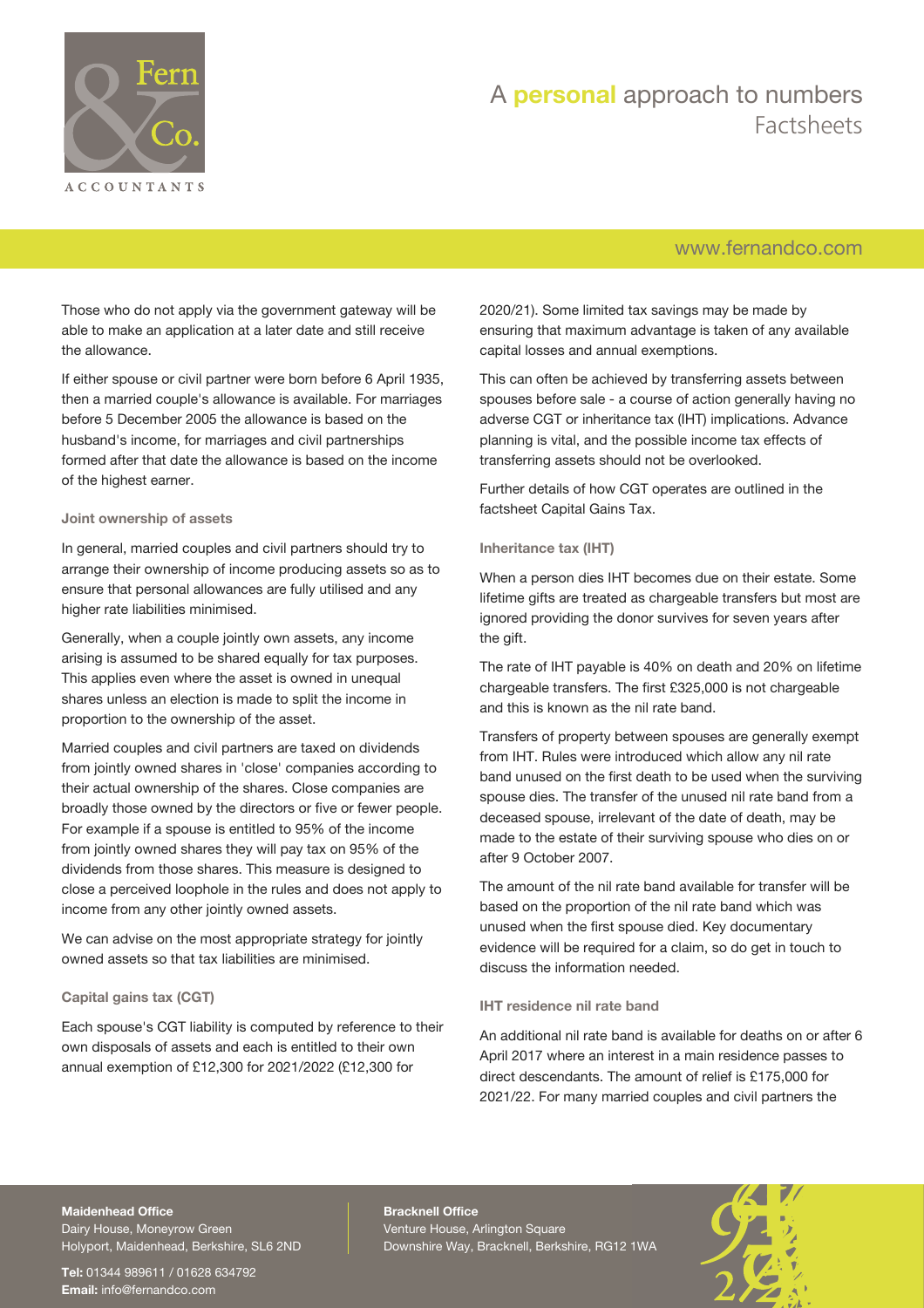Those who do not apply via the government gateway will be able to make an application at a later date and still receive the allowance.

If either spouse or civil partner were born before 6 April 1935, then a married couple's allowance is available. For marriages before 5 December 2005 the allowance is based on the husband's income, for marriages and civil partnerships formed after that date the allowance is based on the income of the highest earner.

### Joint ownership of assets

In general, married couples and civil partners should try to arrange their ownership of income producing assets so as to ensure that personal allowances are fully utilised and any higher rate liabilities minimised.

Generally, when a couple jointly own assets, any income arising is assumed to be shared equally for tax purposes. This applies even where the asset is owned in unequal shares unless an election is made to split the income in proportion to the ownership of the asset.

Married couples and civil partners are taxed on dividends from jointly owned shares in 'close' companies according to their actual ownership of the shares. Close companies are broadly those owned by the directors or five or fewer people. For example if a spouse is entitled to 95% of the income from jointly owned shares they will pay tax on 95% of the dividends from those shares. This measure is designed to close a perceived loophole in the rules and does not apply to income from any other jointly owned assets.

We can advise on the most appropriate strategy for jointly owned assets so that tax liabilities are minimised.

### Capital gains tax (CGT)

Each spouse's CGT liability is computed by reference to their own disposals of assets and each is entitled to their own annual exemption of £12,300 for 2021/2022 (£12,300 for 2020/21). Some limited tax savings may be made by ensuring that maximum advantage is taken of any available capital losses and annual exemptions.

This can often be achieved by transferring assets between spouses before sale - a course of action generally having no adverse CGT or inheritance tax (IHT) implications. Advance planning is vital, and the possible income tax effects of transferring assets should not be overlooked.

Further details of how CGT operates are outlined in the factsheet Capital Gains Tax.

### Inheritance tax (IHT)

When a person dies IHT becomes due on their estate. Some lifetime gifts are treated as chargeable transfers but most are ignored providing the donor survives for seven years after the gift.

The rate of IHT payable is 40% on death and 20% on lifetime chargeable transfers. The first £325,000 is not chargeable and this is known as the nil rate band.

Transfers of property between spouses are generally exempt from IHT. Rules were introduced which allow any nil rate band unused on the first death to be used when the surviving spouse dies. The transfer of the unused nil rate band from a deceased spouse, irrelevant of the date of death, may be made to the estate of their surviving spouse who dies on or after 9 October 2007.

The amount of the nil rate band available for transfer will be based on the proportion of the nil rate band which was unused when the first spouse died. Key documentary evidence will be required for a claim, so do get in touch to discuss the information needed.

### IHT residence nil rate band

An additional nil rate band is available for deaths on or after 6 April 2017 where an interest in a main residence passes to direct descendants. The amount of relief is £175,000 for 2021/22. For many married couples and civil partners the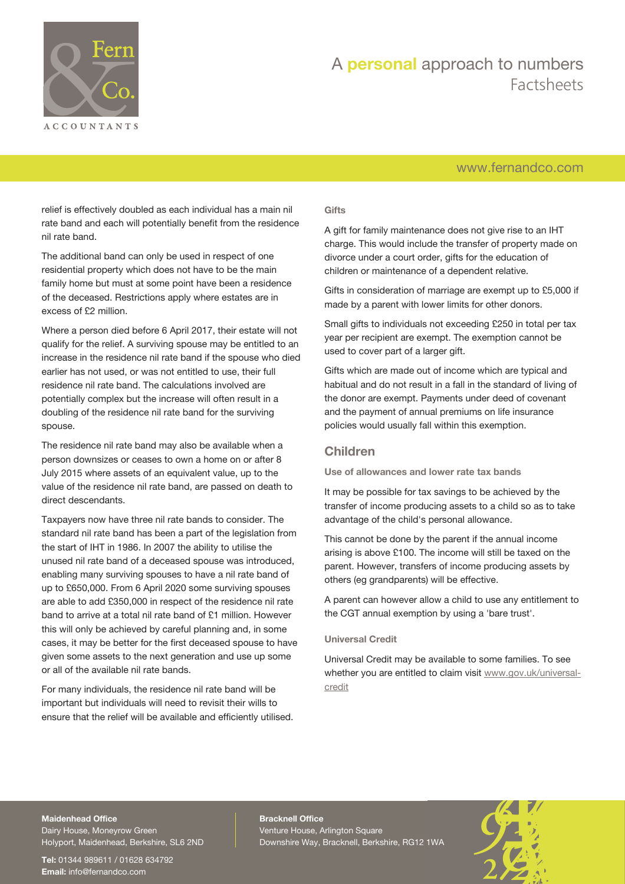relief is effectively doubled as each individual has a main nil rate band and each will potentially benefit from the residence nil rate band.

The additional band can only be used in respect of one residential property which does not have to be the main family home but must at some point have been a residence of the deceased. Restrictions apply where estates are in excess of £2 million.

Where a person died before 6 April 2017, their estate will not qualify for the relief. A surviving spouse may be entitled to an increase in the residence nil rate band if the spouse who died earlier has not used, or was not entitled to use, their full residence nil rate band. The calculations involved are potentially complex but the increase will often result in a doubling of the residence nil rate band for the surviving spouse.

The residence nil rate band may also be available when a person downsizes or ceases to own a home on or after 8 July 2015 where assets of an equivalent value, up to the value of the residence nil rate band, are passed on death to direct descendants.

Taxpayers now have three nil rate bands to consider. The standard nil rate band has been a part of the legislation from the start of IHT in 1986. In 2007 the ability to utilise the unused nil rate band of a deceased spouse was introduced, enabling many surviving spouses to have a nil rate band of up to £650,000. From 6 April 2020 some surviving spouses are able to add £350,000 in respect of the residence nil rate band to arrive at a total nil rate band of £1 million. However this will only be achieved by careful planning and, in some cases, it may be better for the first deceased spouse to have given some assets to the next generation and use up some or all of the available nil rate bands.

For many individuals, the residence nil rate band will be important but individuals will need to revisit their wills to ensure that the relief will be available and efficiently utilised.

#### Gifts

A gift for family maintenance does not give rise to an IHT charge. This would include the transfer of property made on divorce under a court order, gifts for the education of children or maintenance of a dependent relative.

Gifts in consideration of marriage are exempt up to £5,000 if made by a parent with lower limits for other donors.

Small gifts to individuals not exceeding £250 in total per tax year per recipient are exempt. The exemption cannot be used to cover part of a larger gift.

Gifts which are made out of income which are typical and habitual and do not result in a fall in the standard of living of the donor are exempt. Payments under deed of covenant and the payment of annual premiums on life insurance policies would usually fall within this exemption.

## Children

#### Use of allowances and lower rate tax bands

It may be possible for tax savings to be achieved by the transfer of income producing assets to a child so as to take advantage of the child's personal allowance.

This cannot be done by the parent if the annual income arising is above £100. The income will still be taxed on the parent. However, transfers of income producing assets by others (eg grandparents) will be effective.

A parent can however allow a child to use any entitlement to the CGT annual exemption by using a 'bare trust'.

#### Universal Credit

Universal Credit may be available to some families. To see whether you are entitled to claim visit www.gov.uk/universal-credit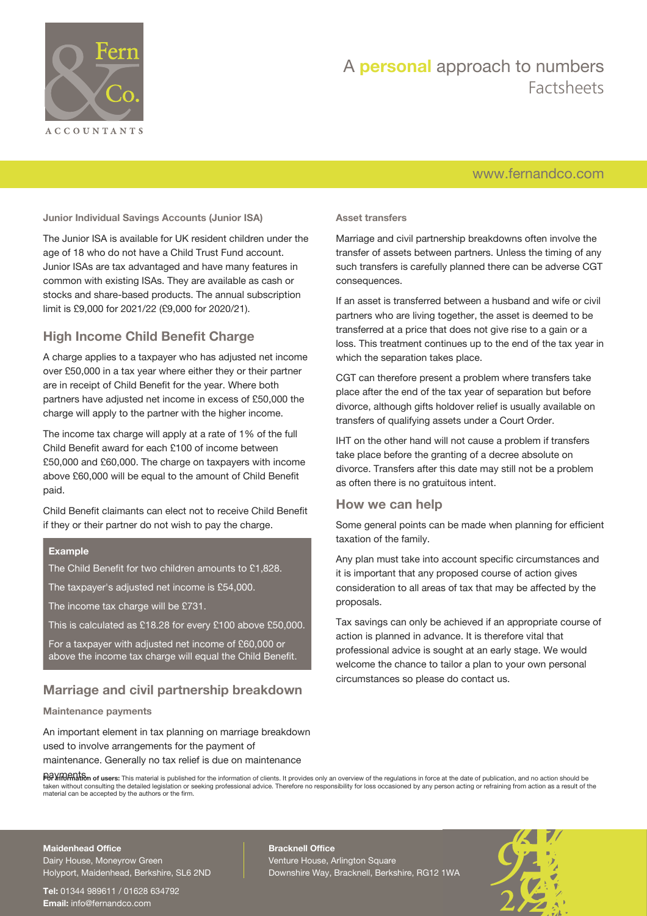### Junior Individual Savings Accounts (Junior ISA)

The Junior ISA is available for UK resident children under the age of 18 who do not have a Child Trust Fund account. Junior ISAs are tax advantaged and have many features in common with existing ISAs. They are available as cash or stocks and share-based products. The annual subscription limit is £9,000 for 2021/22 (£9,000 for 2020/21).

## High Income Child Benefit Charge

A charge applies to a taxpayer who has adjusted net income over £50,000 in a tax year where either they or their partner are in receipt of Child Benefit for the year. Where both partners have adjusted net income in excess of £50,000 the charge will apply to the partner with the higher income.

The income tax charge will apply at a rate of 1% of the full Child Benefit award for each £100 of income between £50,000 and £60,000. The charge on taxpayers with income above £60,000 will be equal to the amount of Child Benefit paid.

Child Benefit claimants can elect not to receive Child Benefit if they or their partner do not wish to pay the charge.

**Example**

The Child Benefit for two children amounts to £1,828.

The taxpayer's adjusted net income is £54,000.

The income tax charge will be £731.

This is calculated as £18.28 for every £100 above £50,000.

For a taxpayer with adjusted net income of £60,000 or above the income tax charge will equal the Child Benefit.

## Marriage and civil partnership breakdown

### Maintenance payments

An important element in tax planning on marriage breakdown used to involve arrangements for the payment of maintenance. Generally no tax relief is due on maintenance payments.

### Asset transfers

Marriage and civil partnership breakdowns often involve the transfer of assets between partners. Unless the timing of any such transfers is carefully planned there can be adverse CGT consequences.

If an asset is transferred between a husband and wife or civil partners who are living together, the asset is deemed to be transferred at a price that does not give rise to a gain or a loss. This treatment continues up to the end of the tax year in which the separation takes place.

CGT can therefore present a problem where transfers take place after the end of the tax year of separation but before divorce, although gifts holdover relief is usually available on transfers of qualifying assets under a Court Order.

IHT on the other hand will not cause a problem if transfers take place before the granting of a decree absolute on divorce. Transfers after this date may still not be a problem as often there is no gratuitous intent.

## How we can help

Some general points can be made when planning for efficient taxation of the family.

Any plan must take into account specific circumstances and it is important that any proposed course of action gives consideration to all areas of tax that may be affected by the proposals.

Tax savings can only be achieved if an appropriate course of action is planned in advance. It is therefore vital that professional advice is sought at an early stage. We would welcome the chance to tailor a plan to your own personal circumstances so please do contact us.

**For information of users:** This material is published for the information of clients. It provides only an overview of the regulations in force at the date of publication, and no action should be taken without consulting the detailed legislation or seeking professional advice. Therefore no responsibility for loss occasioned by any person acting or refraining from action as a result of the material can be accepted by the authors or the firm.